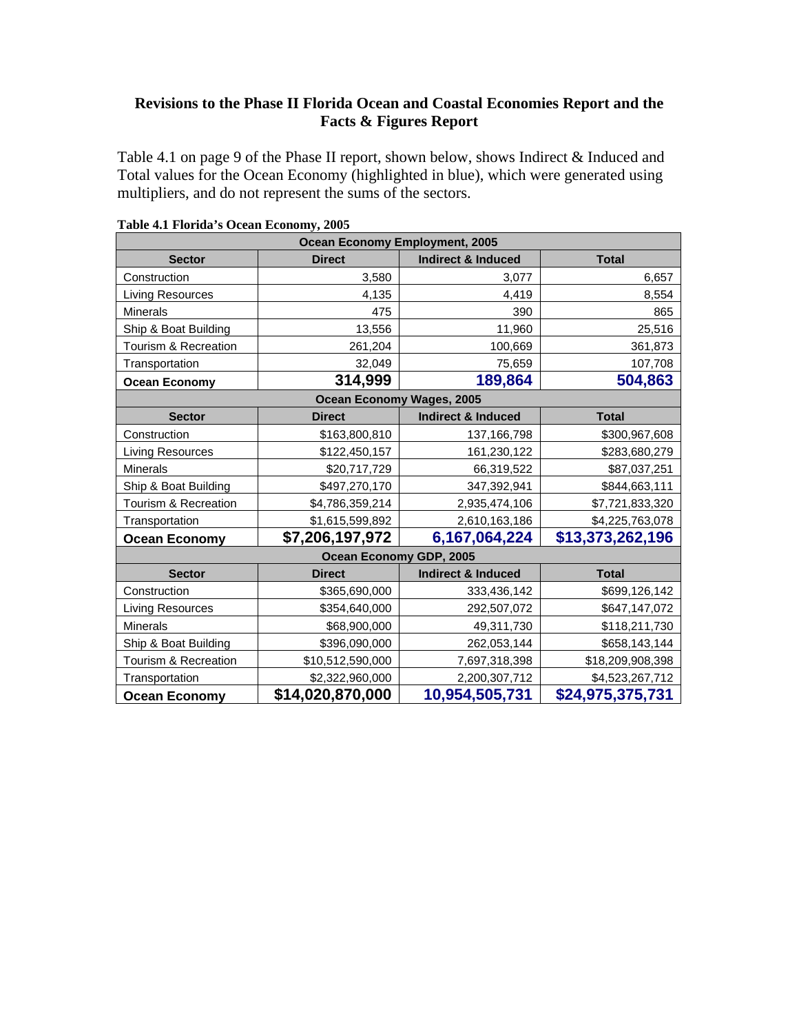# Revisions to the Phase II Florida Ocean and Coastal Economies Report and the Facts & Figures Report

Table 4.1 on page 9 of the Phase II report, shown below, shows Indirect & Induced and Total values for the Ocean Economy (highlighted in blue), which were generated using multipliers, and do not represent the sums of the sectors.

**Table 4.1 Florida's Ocean Economy, 2005**

| Ocean Economy Employment, 2005 | | | |
|---|---|---|---|
| **Sector** | **Direct** | **Indirect & Induced** | **Total** |
| Construction | 3,580 | 3,077 | 6,657 |
| Living Resources | 4,135 | 4,419 | 8,554 |
| Minerals | 475 | 390 | 865 |
| Ship & Boat Building | 13,556 | 11,960 | 25,516 |
| Tourism & Recreation | 261,204 | 100,669 | 361,873 |
| Transportation | 32,049 | 75,659 | 107,708 |
| **Ocean Economy** | **314,999** | **189,864** | **504,863** |
| **Ocean Economy Wages, 2005** | | | |
| **Sector** | **Direct** | **Indirect & Induced** | **Total** |
| Construction | $163,800,810 | 137,166,798 | $300,967,608 |
| Living Resources | $122,450,157 | 161,230,122 | $283,680,279 |
| Minerals | $20,717,729 | 66,319,522 | $87,037,251 |
| Ship & Boat Building | $497,270,170 | 347,392,941 | $844,663,111 |
| Tourism & Recreation | $4,786,359,214 | 2,935,474,106 | $7,721,833,320 |
| Transportation | $1,615,599,892 | 2,610,163,186 | $4,225,763,078 |
| **Ocean Economy** | **$7,206,197,972** | **6,167,064,224** | **$13,373,262,196** |
| **Ocean Economy GDP, 2005** | | | |
| **Sector** | **Direct** | **Indirect & Induced** | **Total** |
| Construction | $365,690,000 | 333,436,142 | $699,126,142 |
| Living Resources | $354,640,000 | 292,507,072 | $647,147,072 |
| Minerals | $68,900,000 | 49,311,730 | $118,211,730 |
| Ship & Boat Building | $396,090,000 | 262,053,144 | $658,143,144 |
| Tourism & Recreation | $10,512,590,000 | 7,697,318,398 | $18,209,908,398 |
| Transportation | $2,322,960,000 | 2,200,307,712 | $4,523,267,712 |
| **Ocean Economy** | **$14,020,870,000** | **10,954,505,731** | **$24,975,375,731** |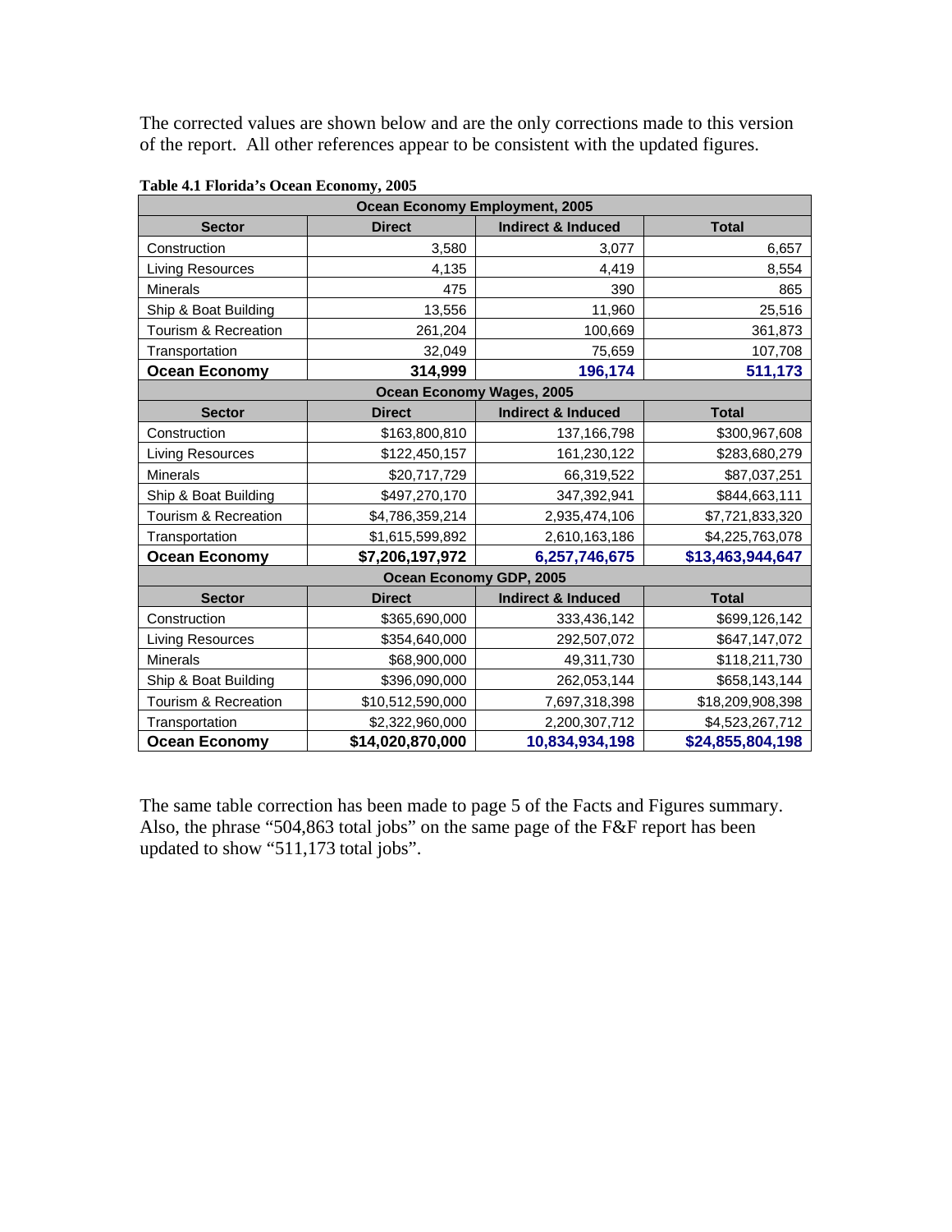The corrected values are shown below and are the only corrections made to this version of the report. All other references appear to be consistent with the updated figures.

**Table 4.1 Florida's Ocean Economy, 2005**

| Ocean Economy Employment, 2005 | | | |
|---|---|---|---|
| **Sector** | **Direct** | **Indirect & Induced** | **Total** |
| Construction | 3,580 | 3,077 | 6,657 |
| Living Resources | 4,135 | 4,419 | 8,554 |
| Minerals | 475 | 390 | 865 |
| Ship & Boat Building | 13,556 | 11,960 | 25,516 |
| Tourism & Recreation | 261,204 | 100,669 | 361,873 |
| Transportation | 32,049 | 75,659 | 107,708 |
| **Ocean Economy** | **314,999** | **196,174** | **511,173** |
| **Ocean Economy Wages, 2005** | | | |
| **Sector** | **Direct** | **Indirect & Induced** | **Total** |
| Construction | $163,800,810 | 137,166,798 | $300,967,608 |
| Living Resources | $122,450,157 | 161,230,122 | $283,680,279 |
| Minerals | $20,717,729 | 66,319,522 | $87,037,251 |
| Ship & Boat Building | $497,270,170 | 347,392,941 | $844,663,111 |
| Tourism & Recreation | $4,786,359,214 | 2,935,474,106 | $7,721,833,320 |
| Transportation | $1,615,599,892 | 2,610,163,186 | $4,225,763,078 |
| **Ocean Economy** | **$7,206,197,972** | **6,257,746,675** | **$13,463,944,647** |
| **Ocean Economy GDP, 2005** | | | |
| **Sector** | **Direct** | **Indirect & Induced** | **Total** |
| Construction | $365,690,000 | 333,436,142 | $699,126,142 |
| Living Resources | $354,640,000 | 292,507,072 | $647,147,072 |
| Minerals | $68,900,000 | 49,311,730 | $118,211,730 |
| Ship & Boat Building | $396,090,000 | 262,053,144 | $658,143,144 |
| Tourism & Recreation | $10,512,590,000 | 7,697,318,398 | $18,209,908,398 |
| Transportation | $2,322,960,000 | 2,200,307,712 | $4,523,267,712 |
| **Ocean Economy** | **$14,020,870,000** | **10,834,934,198** | **$24,855,804,198** |

The same table correction has been made to page 5 of the Facts and Figures summary. Also, the phrase "504,863 total jobs" on the same page of the F&F report has been updated to show "511,173 total jobs".